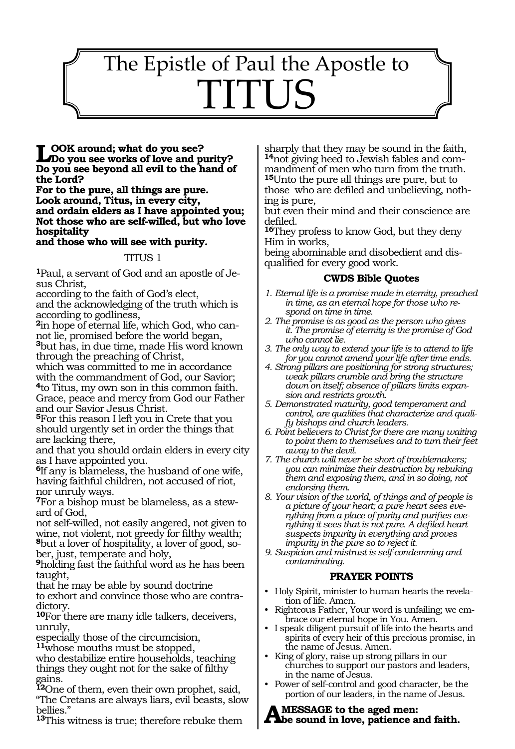# The Epistle of Paul the Apostle to TITUS

**LOOK around; what do you see?**
**Do you see works of love and purity?**
**Do you see beyond all evil to the hand of the Lord?**
**For to the pure, all things are pure.**
**Look around, Titus, in every city,**
**and ordain elders as I have appointed you;**
**Not those who are self-willed, but who love hospitality**
**and those who will see with purity.**

## TITUS 1

**1**Paul, a servant of God and an apostle of Jesus Christ,
according to the faith of God's elect,
and the acknowledging of the truth which is according to godliness,
**2**in hope of eternal life, which God, who cannot lie, promised before the world began,
**3**but has, in due time, made His word known through the preaching of Christ,
which was committed to me in accordance with the commandment of God, our Savior;
**4**to Titus, my own son in this common faith.
Grace, peace and mercy from God our Father and our Savior Jesus Christ.
**5**For this reason I left you in Crete that you should urgently set in order the things that are lacking there,
and that you should ordain elders in every city as I have appointed you.
**6**If any is blameless, the husband of one wife, having faithful children, not accused of riot, nor unruly ways.
**7**For a bishop must be blameless, as a steward of God,
not self-willed, not easily angered, not given to wine, not violent, not greedy for filthy wealth;
**8**but a lover of hospitality, a lover of good, sober, just, temperate and holy,
**9**holding fast the faithful word as he has been taught,
that he may be able by sound doctrine
to exhort and convince those who are contradictory.
**10**For there are many idle talkers, deceivers, unruly,
especially those of the circumcision,
**11**whose mouths must be stopped,
who destabilize entire households, teaching things they ought not for the sake of filthy gains.
**12**One of them, even their own prophet, said, "The Cretans are always liars, evil beasts, slow bellies."
**13**This witness is true; therefore rebuke them sharply that they may be sound in the faith,
**14**not giving heed to Jewish fables and commandment of men who turn from the truth.
**15**Unto the pure all things are pure, but to those who are defiled and unbelieving, nothing is pure,
but even their mind and their conscience are defiled.
**16**They profess to know God, but they deny Him in works,
being abominable and disobedient and disqualified for every good work.

### CWDS Bible Quotes

1. *Eternal life is a promise made in eternity, preached in time, as an eternal hope for those who respond on time in time.*
2. *The promise is as good as the person who gives it. The promise of eternity is the promise of God who cannot lie.*
3. *The only way to extend your life is to attend to life for you cannot amend your life after time ends.*
4. *Strong pillars are positioning for strong structures; weak pillars crumble and bring the structure down on itself; absence of pillars limits expansion and restricts growth.*
5. *Demonstrated maturity, good temperament and control, are qualities that characterize and qualify bishops and church leaders.*
6. *Point believers to Christ for there are many waiting to point them to themselves and to turn their feet away to the devil.*
7. *The church will never be short of troublemakers; you can minimize their destruction by rebuking them and exposing them, and in so doing, not endorsing them.*
8. *Your vision of the world, of things and of people is a picture of your heart; a pure heart sees everything from a place of purity and purifies everything it sees that is not pure. A defiled heart suspects impurity in everything and proves impurity in the pure so to reject it.*
9. *Suspicion and mistrust is self-condemning and contaminating.*

### PRAYER POINTS

- Holy Spirit, minister to human hearts the revelation of life. Amen.
- Righteous Father, Your word is unfailing; we embrace our eternal hope in You. Amen.
- I speak diligent pursuit of life into the hearts and spirits of every heir of this precious promise, in the name of Jesus. Amen.
- King of glory, raise up strong pillars in our churches to support our pastors and leaders, in the name of Jesus.
- Power of self-control and good character, be the portion of our leaders, in the name of Jesus.

**A MESSAGE to the aged men:**
**be sound in love, patience and faith.**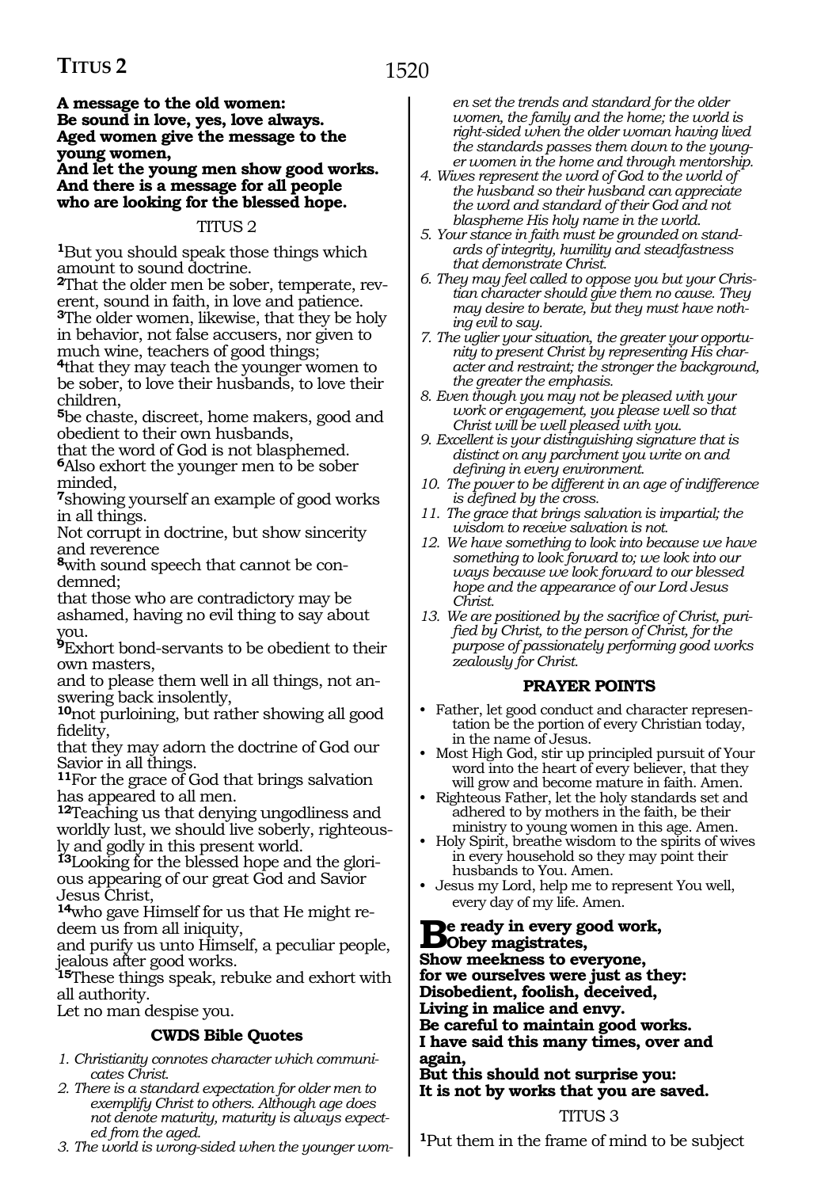**A message to the old women:**
**Be sound in love, yes, love always.**
**Aged women give the message to the young women,**
**And let the young men show good works.**
**And there is a message for all people who are looking for the blessed hope.**

TITUS 2

[1]But you should speak those things which amount to sound doctrine.
[2]That the older men be sober, temperate, reverent, sound in faith, in love and patience.
[3]The older women, likewise, that they be holy in behavior, not false accusers, nor given to much wine, teachers of good things;
[4]that they may teach the younger women to be sober, to love their husbands, to love their children,
[5]be chaste, discreet, home makers, good and obedient to their own husbands,
that the word of God is not blasphemed.
[6]Also exhort the younger men to be sober minded,
[7]showing yourself an example of good works in all things.
Not corrupt in doctrine, but show sincerity and reverence
[8]with sound speech that cannot be condemned;
that those who are contradictory may be ashamed, having no evil thing to say about you.
[9]Exhort bond-servants to be obedient to their own masters,
and to please them well in all things, not answering back insolently,
[10]not purloining, but rather showing all good fidelity,
that they may adorn the doctrine of God our Savior in all things.
[11]For the grace of God that brings salvation has appeared to all men.
[12]Teaching us that denying ungodliness and worldly lust, we should live soberly, righteously and godly in this present world.
[13]Looking for the blessed hope and the glorious appearing of our great God and Savior Jesus Christ,
[14]who gave Himself for us that He might redeem us from all iniquity,
and purify us unto Himself, a peculiar people, jealous after good works.
[15]These things speak, rebuke and exhort with all authority.
Let no man despise you.

### CWDS Bible Quotes

1. *Christianity connotes character which communicates Christ.*
2. *There is a standard expectation for older men to exemplify Christ to others. Although age does not denote maturity, maturity is always expected from the aged.*
3. *The world is wrong-sided when the younger women set the trends and standard for the older women, the family and the home; the world is right-sided when the older woman having lived the standards passes them down to the younger women in the home and through mentorship.*
4. *Wives represent the word of God to the world of the husband so their husband can appreciate the word and standard of their God and not blaspheme His holy name in the world.*
5. *Your stance in faith must be grounded on standards of integrity, humility and steadfastness that demonstrate Christ.*
6. *They may feel called to oppose you but your Christian character should give them no cause. They may desire to berate, but they must have nothing evil to say.*
7. *The uglier your situation, the greater your opportunity to present Christ by representing His character and restraint; the stronger the background, the greater the emphasis.*
8. *Even though you may not be pleased with your work or engagement, you please well so that Christ will be well pleased with you.*
9. *Excellent is your distinguishing signature that is distinct on any parchment you write on and defining in every environment.*
10. *The power to be different in an age of indifference is defined by the cross.*
11. *The grace that brings salvation is impartial; the wisdom to receive salvation is not.*
12. *We have something to look into because we have something to look forward to; we look into our ways because we look forward to our blessed hope and the appearance of our Lord Jesus Christ.*
13. *We are positioned by the sacrifice of Christ, purified by Christ, to the person of Christ, for the purpose of passionately performing good works zealously for Christ.*

### PRAYER POINTS

- Father, let good conduct and character representation be the portion of every Christian today, in the name of Jesus.
- Most High God, stir up principled pursuit of Your word into the heart of every believer, that they will grow and become mature in faith. Amen.
- Righteous Father, let the holy standards set and adhered to by mothers in the faith, be their ministry to young women in this age. Amen.
- Holy Spirit, breathe wisdom to the spirits of wives in every household so they may point their husbands to You. Amen.
- Jesus my Lord, help me to represent You well, every day of my life. Amen.

**Be ready in every good work,**
**Obey magistrates,**
**Show meekness to everyone,**
**for we ourselves were just as they:**
**Disobedient, foolish, deceived,**
**Living in malice and envy.**
**Be careful to maintain good works.**
**I have said this many times, over and again,**
**But this should not surprise you:**
**It is not by works that you are saved.**

TITUS 3

[1]Put them in the frame of mind to be subject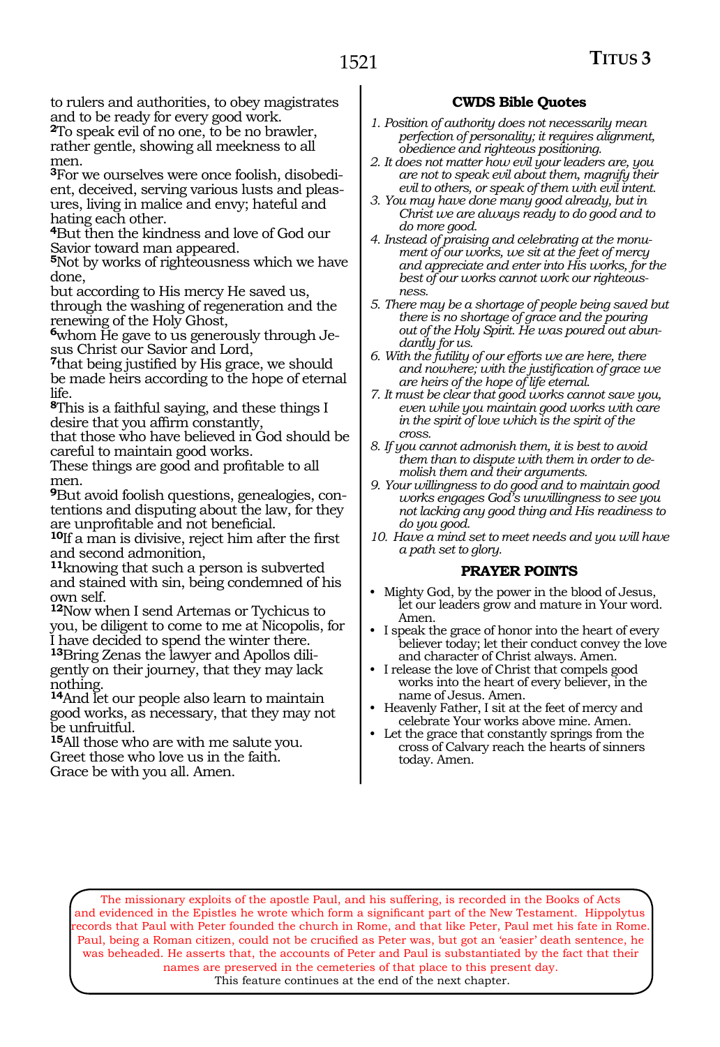to rulers and authorities, to obey magistrates and to be ready for every good work.
**2**To speak evil of no one, to be no brawler, rather gentle, showing all meekness to all men.
**3**For we ourselves were once foolish, disobedient, deceived, serving various lusts and pleasures, living in malice and envy; hateful and hating each other.
**4**But then the kindness and love of God our Savior toward man appeared.
**5**Not by works of righteousness which we have done,
but according to His mercy He saved us, through the washing of regeneration and the renewing of the Holy Ghost,
**6**whom He gave to us generously through Jesus Christ our Savior and Lord,
**7**that being justified by His grace, we should be made heirs according to the hope of eternal life.
**8**This is a faithful saying, and these things I desire that you affirm constantly,
that those who have believed in God should be careful to maintain good works.
These things are good and profitable to all men.
**9**But avoid foolish questions, genealogies, contentions and disputing about the law, for they are unprofitable and not beneficial.
**10**If a man is divisive, reject him after the first and second admonition,
**11**knowing that such a person is subverted and stained with sin, being condemned of his own self.
**12**Now when I send Artemas or Tychicus to you, be diligent to come to me at Nicopolis, for I have decided to spend the winter there.
**13**Bring Zenas the lawyer and Apollos diligently on their journey, that they may lack nothing.
**14**And let our people also learn to maintain good works, as necessary, that they may not be unfruitful.
**15**All those who are with me salute you.
Greet those who love us in the faith.
Grace be with you all. Amen.

## CWDS Bible Quotes

1. *Position of authority does not necessarily mean perfection of personality; it requires alignment, obedience and righteous positioning.*
2. *It does not matter how evil your leaders are, you are not to speak evil about them, magnify their evil to others, or speak of them with evil intent.*
3. *You may have done many good already, but in Christ we are always ready to do good and to do more good.*
4. *Instead of praising and celebrating at the monument of our works, we sit at the feet of mercy and appreciate and enter into His works, for the best of our works cannot work our righteousness.*
5. *There may be a shortage of people being saved but there is no shortage of grace and the pouring out of the Holy Spirit. He was poured out abundantly for us.*
6. *With the futility of our efforts we are here, there and nowhere; with the justification of grace we are heirs of the hope of life eternal.*
7. *It must be clear that good works cannot save you, even while you maintain good works with care in the spirit of love which is the spirit of the cross.*
8. *If you cannot admonish them, it is best to avoid them than to dispute with them in order to demolish them and their arguments.*
9. *Your willingness to do good and to maintain good works engages God's unwillingness to see you not lacking any good thing and His readiness to do you good.*
10. *Have a mind set to meet needs and you will have a path set to glory.*

## PRAYER POINTS

- Mighty God, by the power in the blood of Jesus, let our leaders grow and mature in Your word. Amen.
- I speak the grace of honor into the heart of every believer today; let their conduct convey the love and character of Christ always. Amen.
- I release the love of Christ that compels good works into the heart of every believer, in the name of Jesus. Amen.
- Heavenly Father, I sit at the feet of mercy and celebrate Your works above mine. Amen.
- Let the grace that constantly springs from the cross of Calvary reach the hearts of sinners today. Amen.

The missionary exploits of the apostle Paul, and his suffering, is recorded in the Books of Acts and evidenced in the Epistles he wrote which form a significant part of the New Testament. Hippolytus records that Paul with Peter founded the church in Rome, and that like Peter, Paul met his fate in Rome. Paul, being a Roman citizen, could not be crucified as Peter was, but got an 'easier' death sentence, he was beheaded. He asserts that, the accounts of Peter and Paul is substantiated by the fact that their names are preserved in the cemeteries of that place to this present day.
This feature continues at the end of the next chapter.